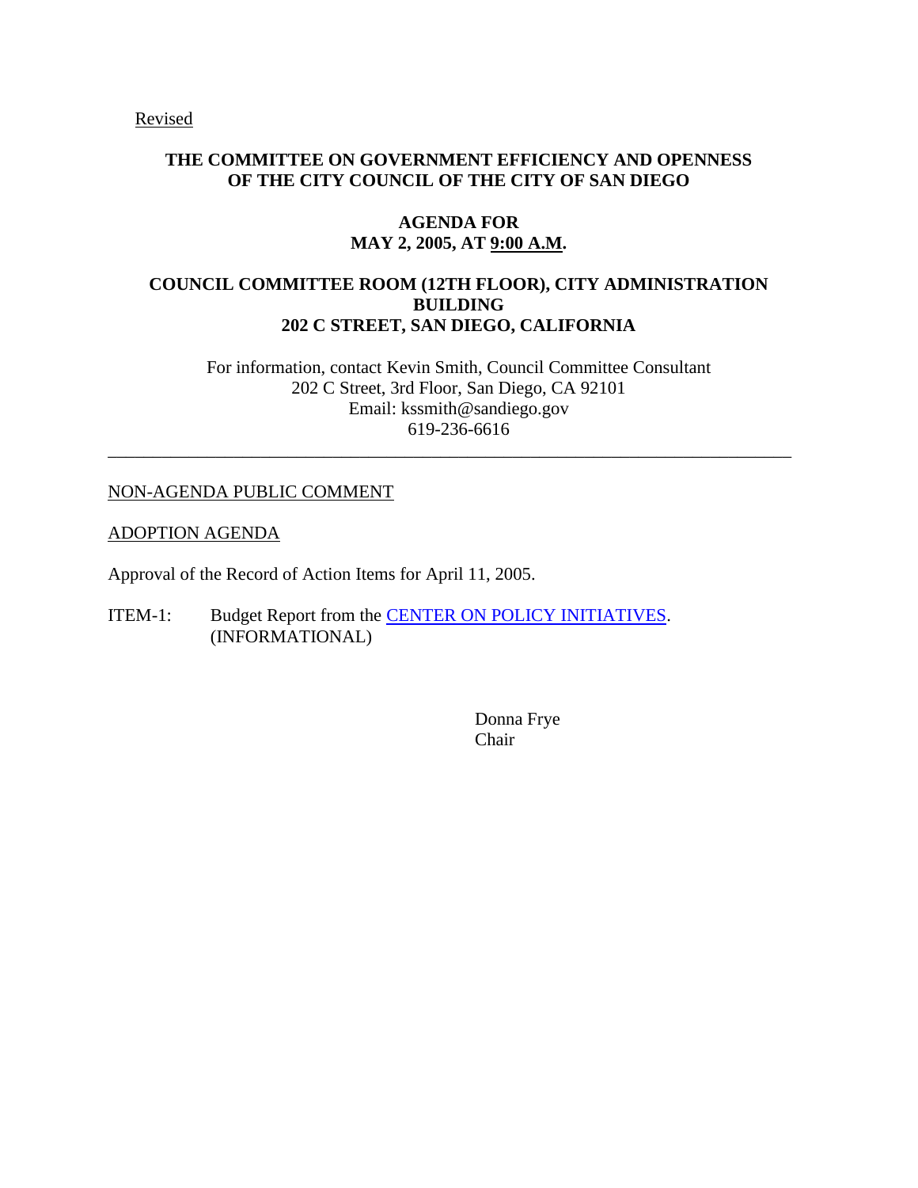Revised

**THE COMMITTEE ON GOVERNMENT EFFICIENCY AND OPENNESS OF THE CITY COUNCIL OF THE CITY OF SAN DIEGO**

**AGENDA FOR MAY 2, 2005, AT 9:00 A.M.**

**COUNCIL COMMITTEE ROOM (12TH FLOOR), CITY ADMINISTRATION BUILDING 202 C STREET, SAN DIEGO, CALIFORNIA**

For information, contact Kevin Smith, Council Committee Consultant
202 C Street, 3rd Floor, San Diego, CA 92101
Email: kssmith@sandiego.gov
619-236-6616

---

NON-AGENDA PUBLIC COMMENT

ADOPTION AGENDA

Approval of the Record of Action Items for April 11, 2005.

ITEM-1: Budget Report from the CENTER ON POLICY INITIATIVES. (INFORMATIONAL)

Donna Frye
Chair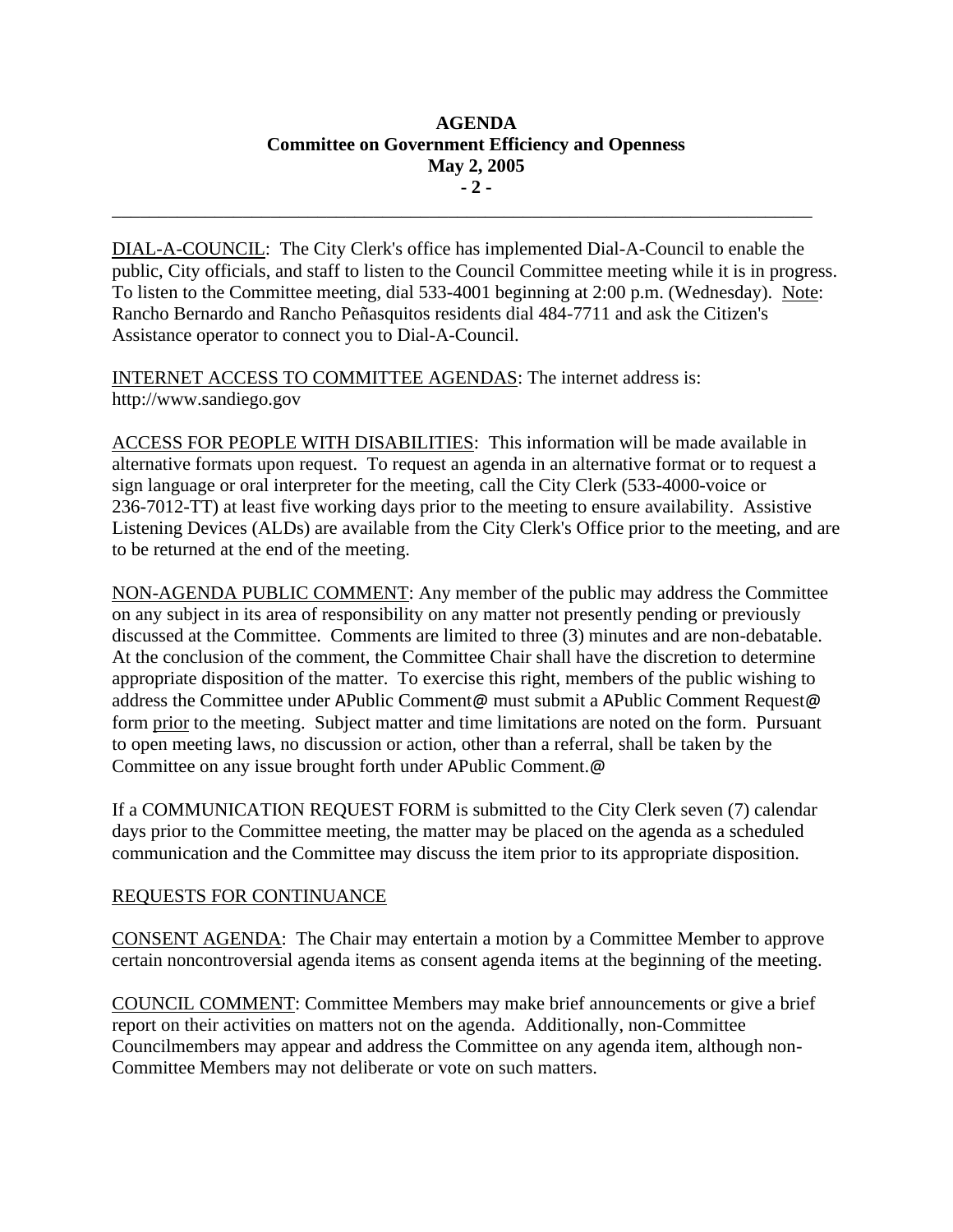DIAL-A-COUNCIL: The City Clerk's office has implemented Dial-A-Council to enable the public, City officials, and staff to listen to the Council Committee meeting while it is in progress. To listen to the Committee meeting, dial 533-4001 beginning at 2:00 p.m. (Wednesday). Note: Rancho Bernardo and Rancho Peñasquitos residents dial 484-7711 and ask the Citizen's Assistance operator to connect you to Dial-A-Council.

INTERNET ACCESS TO COMMITTEE AGENDAS: The internet address is: http://www.sandiego.gov

ACCESS FOR PEOPLE WITH DISABILITIES: This information will be made available in alternative formats upon request. To request an agenda in an alternative format or to request a sign language or oral interpreter for the meeting, call the City Clerk (533-4000-voice or 236-7012-TT) at least five working days prior to the meeting to ensure availability. Assistive Listening Devices (ALDs) are available from the City Clerk's Office prior to the meeting, and are to be returned at the end of the meeting.

NON-AGENDA PUBLIC COMMENT: Any member of the public may address the Committee on any subject in its area of responsibility on any matter not presently pending or previously discussed at the Committee. Comments are limited to three (3) minutes and are non-debatable. At the conclusion of the comment, the Committee Chair shall have the discretion to determine appropriate disposition of the matter. To exercise this right, members of the public wishing to address the Committee under APublic Comment@ must submit a APublic Comment Request@ form prior to the meeting. Subject matter and time limitations are noted on the form. Pursuant to open meeting laws, no discussion or action, other than a referral, shall be taken by the Committee on any issue brought forth under APublic Comment.@

If a COMMUNICATION REQUEST FORM is submitted to the City Clerk seven (7) calendar days prior to the Committee meeting, the matter may be placed on the agenda as a scheduled communication and the Committee may discuss the item prior to its appropriate disposition.

REQUESTS FOR CONTINUANCE

CONSENT AGENDA: The Chair may entertain a motion by a Committee Member to approve certain noncontroversial agenda items as consent agenda items at the beginning of the meeting.

COUNCIL COMMENT: Committee Members may make brief announcements or give a brief report on their activities on matters not on the agenda. Additionally, non-Committee Councilmembers may appear and address the Committee on any agenda item, although non-Committee Members may not deliberate or vote on such matters.